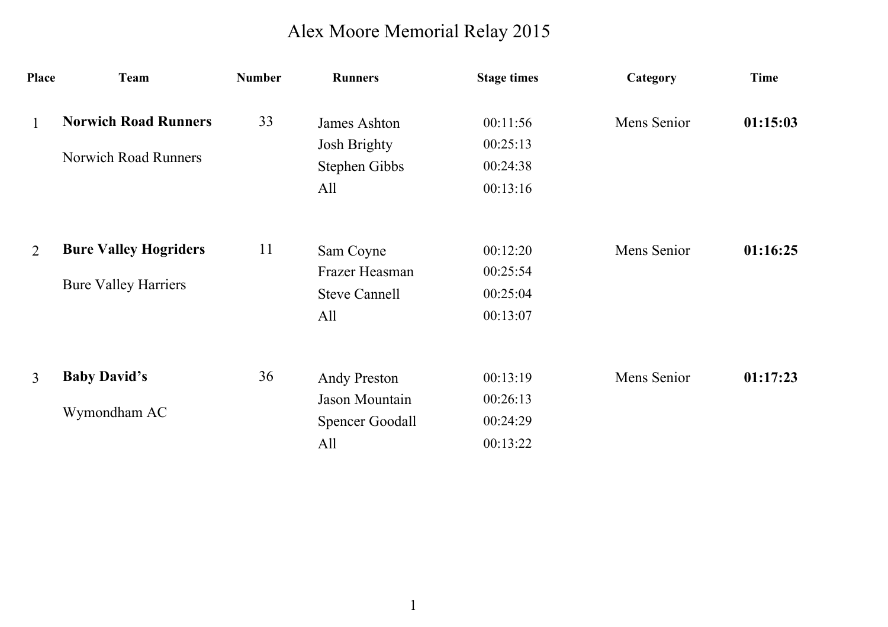# Alex Moore Memorial Relay 2015

| Place | Team | Number | Runners | Stage times | Category | Time |
|---|---|---|---|---|---|---|
| 1 | **Norwich Road Runners** | 33 | James Ashton | 00:11:56 | Mens Senior | **01:15:03** |
| | Norwich Road Runners | | Josh Brighty | 00:25:13 | | |
| | | | Stephen Gibbs | 00:24:38 | | |
| | | | All | 00:13:16 | | |
| 2 | **Bure Valley Hogriders** | 11 | Sam Coyne | 00:12:20 | Mens Senior | **01:16:25** |
| | Bure Valley Harriers | | Frazer Heasman | 00:25:54 | | |
| | | | Steve Cannell | 00:25:04 | | |
| | | | All | 00:13:07 | | |
| 3 | **Baby David's** | 36 | Andy Preston | 00:13:19 | Mens Senior | **01:17:23** |
| | Wymondham AC | | Jason Mountain | 00:26:13 | | |
| | | | Spencer Goodall | 00:24:29 | | |
| | | | All | 00:13:22 | | |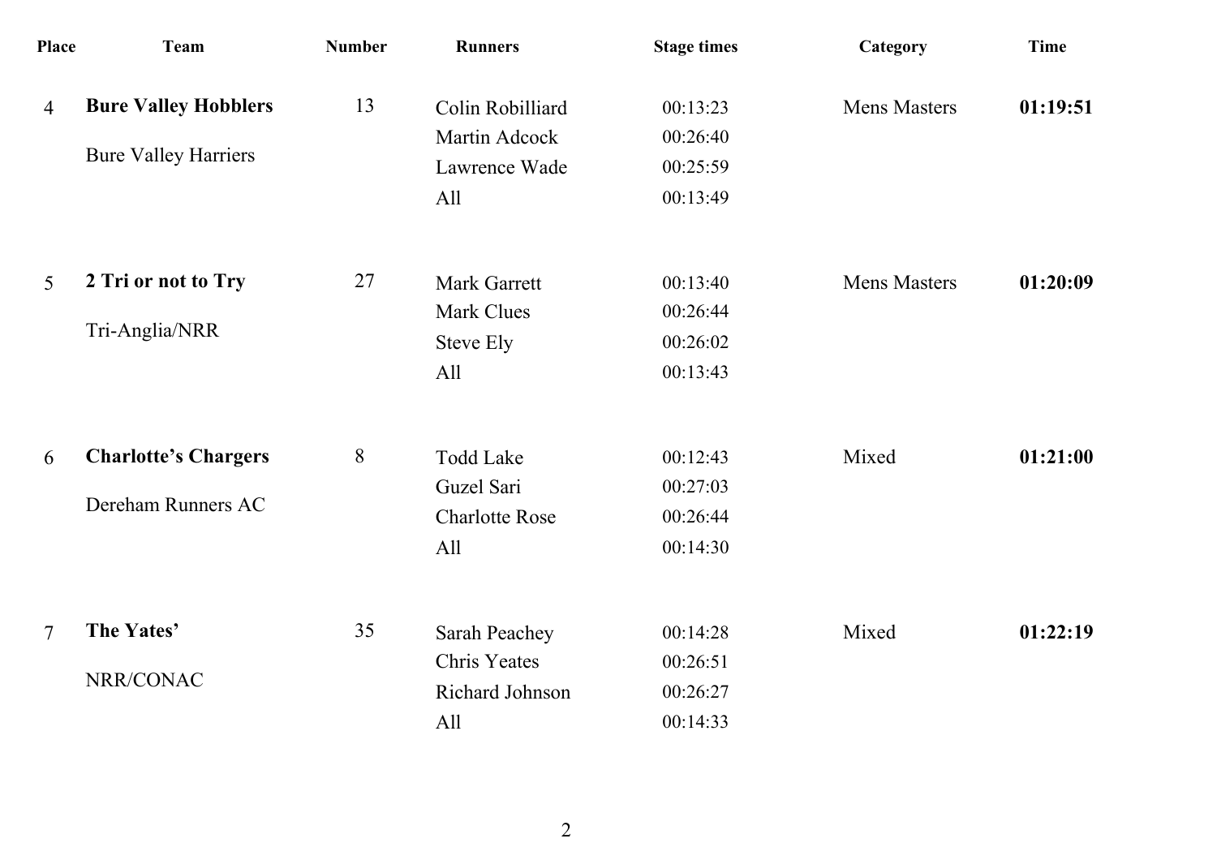| Place | Team | Number | Runners | Stage times | Category | Time |
|---|---|---|---|---|---|---|
| 4 | **Bure Valley Hobblers** | 13 | Colin Robilliard | 00:13:23 | Mens Masters | **01:19:51** |
| | Bure Valley Harriers | | Martin Adcock | 00:26:40 | | |
| | | | Lawrence Wade | 00:25:59 | | |
| | | | All | 00:13:49 | | |
| 5 | **2 Tri or not to Try** | 27 | Mark Garrett | 00:13:40 | Mens Masters | **01:20:09** |
| | Tri-Anglia/NRR | | Mark Clues | 00:26:44 | | |
| | | | Steve Ely | 00:26:02 | | |
| | | | All | 00:13:43 | | |
| 6 | **Charlotte's Chargers** | 8 | Todd Lake | 00:12:43 | Mixed | **01:21:00** |
| | Dereham Runners AC | | Guzel Sari | 00:27:03 | | |
| | | | Charlotte Rose | 00:26:44 | | |
| | | | All | 00:14:30 | | |
| 7 | **The Yates'** | 35 | Sarah Peachey | 00:14:28 | Mixed | **01:22:19** |
| | NRR/CONAC | | Chris Yeates | 00:26:51 | | |
| | | | Richard Johnson | 00:26:27 | | |
| | | | All | 00:14:33 | | |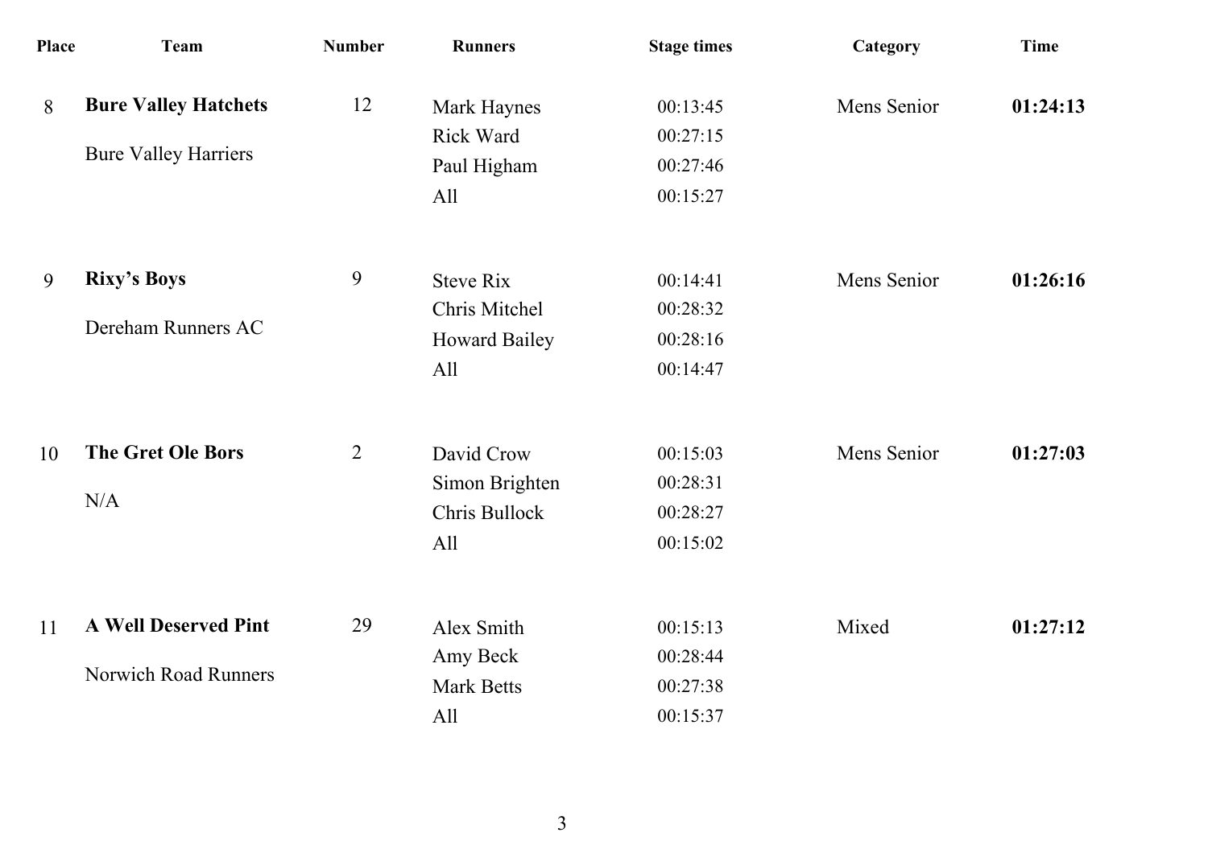| Place | Team | Number | Runners | Stage times | Category | Time |
|---|---|---|---|---|---|---|
| 8 | **Bure Valley Hatchets** | 12 | Mark Haynes | 00:13:45 | Mens Senior | **01:24:13** |
| | Bure Valley Harriers | | Rick Ward | 00:27:15 | | |
| | | | Paul Higham | 00:27:46 | | |
| | | | All | 00:15:27 | | |
| 9 | **Rixy's Boys** | 9 | Steve Rix | 00:14:41 | Mens Senior | **01:26:16** |
| | Dereham Runners AC | | Chris Mitchel | 00:28:32 | | |
| | | | Howard Bailey | 00:28:16 | | |
| | | | All | 00:14:47 | | |
| 10 | **The Gret Ole Bors** | 2 | David Crow | 00:15:03 | Mens Senior | **01:27:03** |
| | N/A | | Simon Brighten | 00:28:31 | | |
| | | | Chris Bullock | 00:28:27 | | |
| | | | All | 00:15:02 | | |
| 11 | **A Well Deserved Pint** | 29 | Alex Smith | 00:15:13 | Mixed | **01:27:12** |
| | Norwich Road Runners | | Amy Beck | 00:28:44 | | |
| | | | Mark Betts | 00:27:38 | | |
| | | | All | 00:15:37 | | |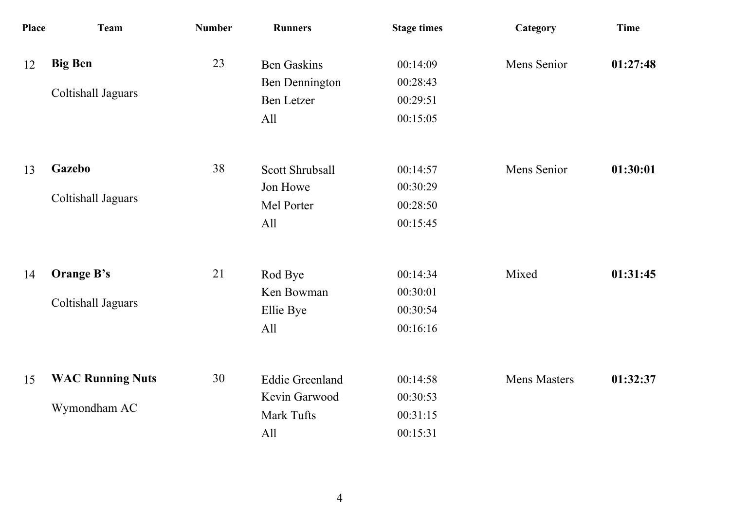| Place | Team | Number | Runners | Stage times | Category | Time |
|---|---|---|---|---|---|---|
| 12 | **Big Ben** | 23 | Ben Gaskins | 00:14:09 | Mens Senior | **01:27:48** |
| | Coltishall Jaguars | | Ben Dennington | 00:28:43 | | |
| | | | Ben Letzer | 00:29:51 | | |
| | | | All | 00:15:05 | | |
| 13 | **Gazebo** | 38 | Scott Shrubsall | 00:14:57 | Mens Senior | **01:30:01** |
| | Coltishall Jaguars | | Jon Howe | 00:30:29 | | |
| | | | Mel Porter | 00:28:50 | | |
| | | | All | 00:15:45 | | |
| 14 | **Orange B's** | 21 | Rod Bye | 00:14:34 | Mixed | **01:31:45** |
| | Coltishall Jaguars | | Ken Bowman | 00:30:01 | | |
| | | | Ellie Bye | 00:30:54 | | |
| | | | All | 00:16:16 | | |
| 15 | **WAC Running Nuts** | 30 | Eddie Greenland | 00:14:58 | Mens Masters | **01:32:37** |
| | Wymondham AC | | Kevin Garwood | 00:30:53 | | |
| | | | Mark Tufts | 00:31:15 | | |
| | | | All | 00:15:31 | | |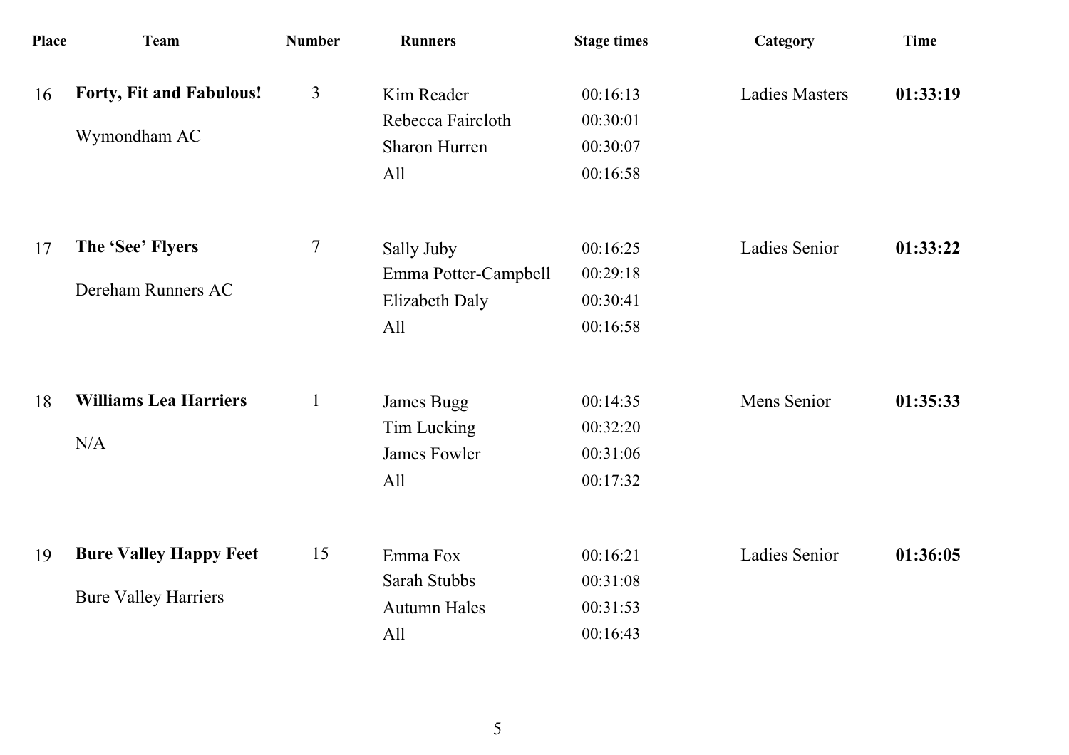| Place | Team | Number | Runners | Stage times | Category | Time |
|---|---|---|---|---|---|---|
| 16 | **Forty, Fit and Fabulous!** | 3 | Kim Reader | 00:16:13 | Ladies Masters | **01:33:19** |
| | Wymondham AC | | Rebecca Faircloth | 00:30:01 | | |
| | | | Sharon Hurren | 00:30:07 | | |
| | | | All | 00:16:58 | | |
| 17 | **The 'See' Flyers** | 7 | Sally Juby | 00:16:25 | Ladies Senior | **01:33:22** |
| | Dereham Runners AC | | Emma Potter-Campbell | 00:29:18 | | |
| | | | Elizabeth Daly | 00:30:41 | | |
| | | | All | 00:16:58 | | |
| 18 | **Williams Lea Harriers** | 1 | James Bugg | 00:14:35 | Mens Senior | **01:35:33** |
| | N/A | | Tim Lucking | 00:32:20 | | |
| | | | James Fowler | 00:31:06 | | |
| | | | All | 00:17:32 | | |
| 19 | **Bure Valley Happy Feet** | 15 | Emma Fox | 00:16:21 | Ladies Senior | **01:36:05** |
| | Bure Valley Harriers | | Sarah Stubbs | 00:31:08 | | |
| | | | Autumn Hales | 00:31:53 | | |
| | | | All | 00:16:43 | | |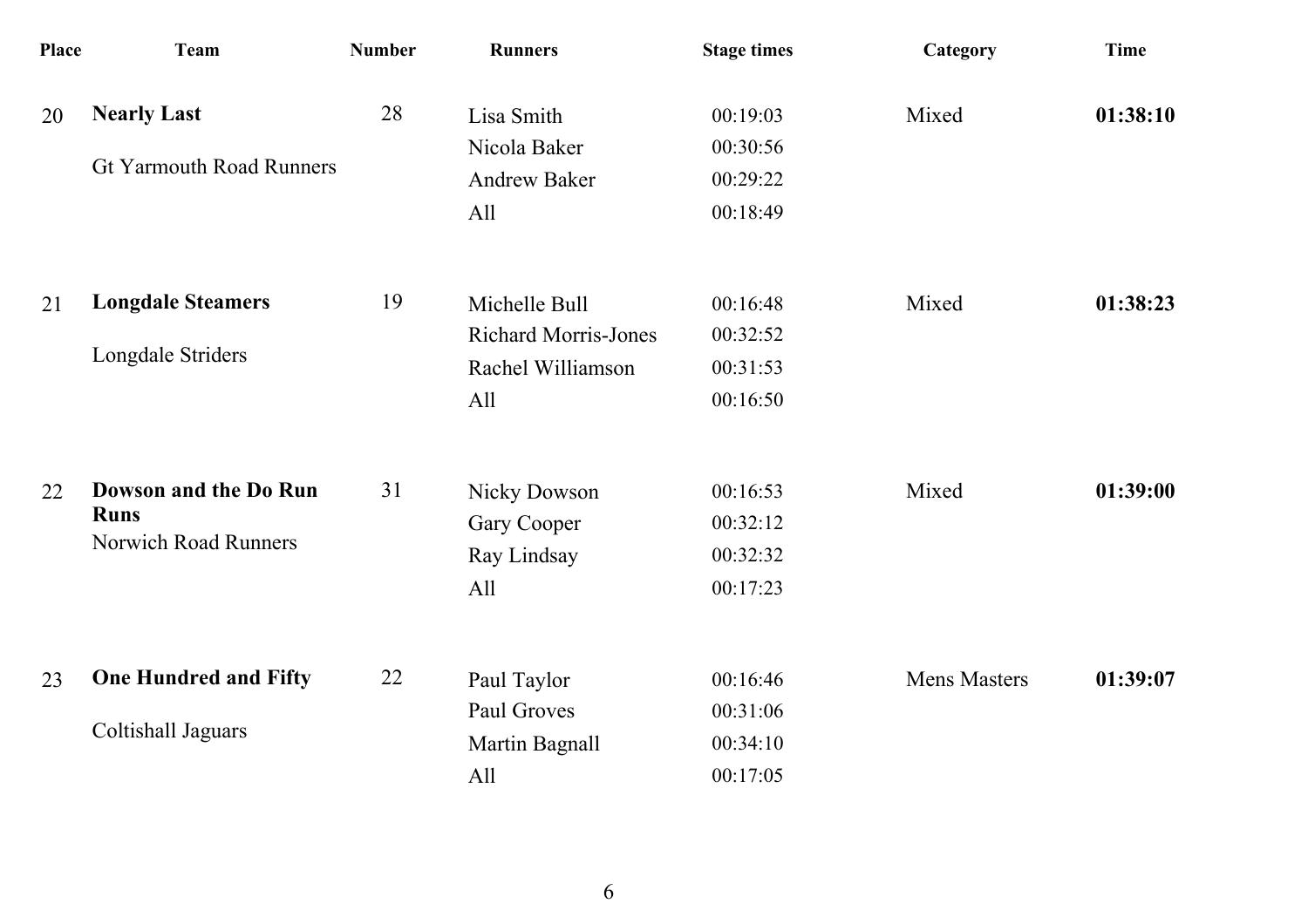| Place | Team | Number | Runners | Stage times | Category | Time |
|---|---|---|---|---|---|---|
| 20 | **Nearly Last** | 28 | Lisa Smith | 00:19:03 | Mixed | **01:38:10** |
| | Gt Yarmouth Road Runners | | Nicola Baker | 00:30:56 | | |
| | | | Andrew Baker | 00:29:22 | | |
| | | | All | 00:18:49 | | |
| 21 | **Longdale Steamers** | 19 | Michelle Bull | 00:16:48 | Mixed | **01:38:23** |
| | Longdale Striders | | Richard Morris-Jones | 00:32:52 | | |
| | | | Rachel Williamson | 00:31:53 | | |
| | | | All | 00:16:50 | | |
| 22 | **Dowson and the Do Run Runs** | 31 | Nicky Dowson | 00:16:53 | Mixed | **01:39:00** |
| | Norwich Road Runners | | Gary Cooper | 00:32:12 | | |
| | | | Ray Lindsay | 00:32:32 | | |
| | | | All | 00:17:23 | | |
| 23 | **One Hundred and Fifty** | 22 | Paul Taylor | 00:16:46 | Mens Masters | **01:39:07** |
| | Coltishall Jaguars | | Paul Groves | 00:31:06 | | |
| | | | Martin Bagnall | 00:34:10 | | |
| | | | All | 00:17:05 | | |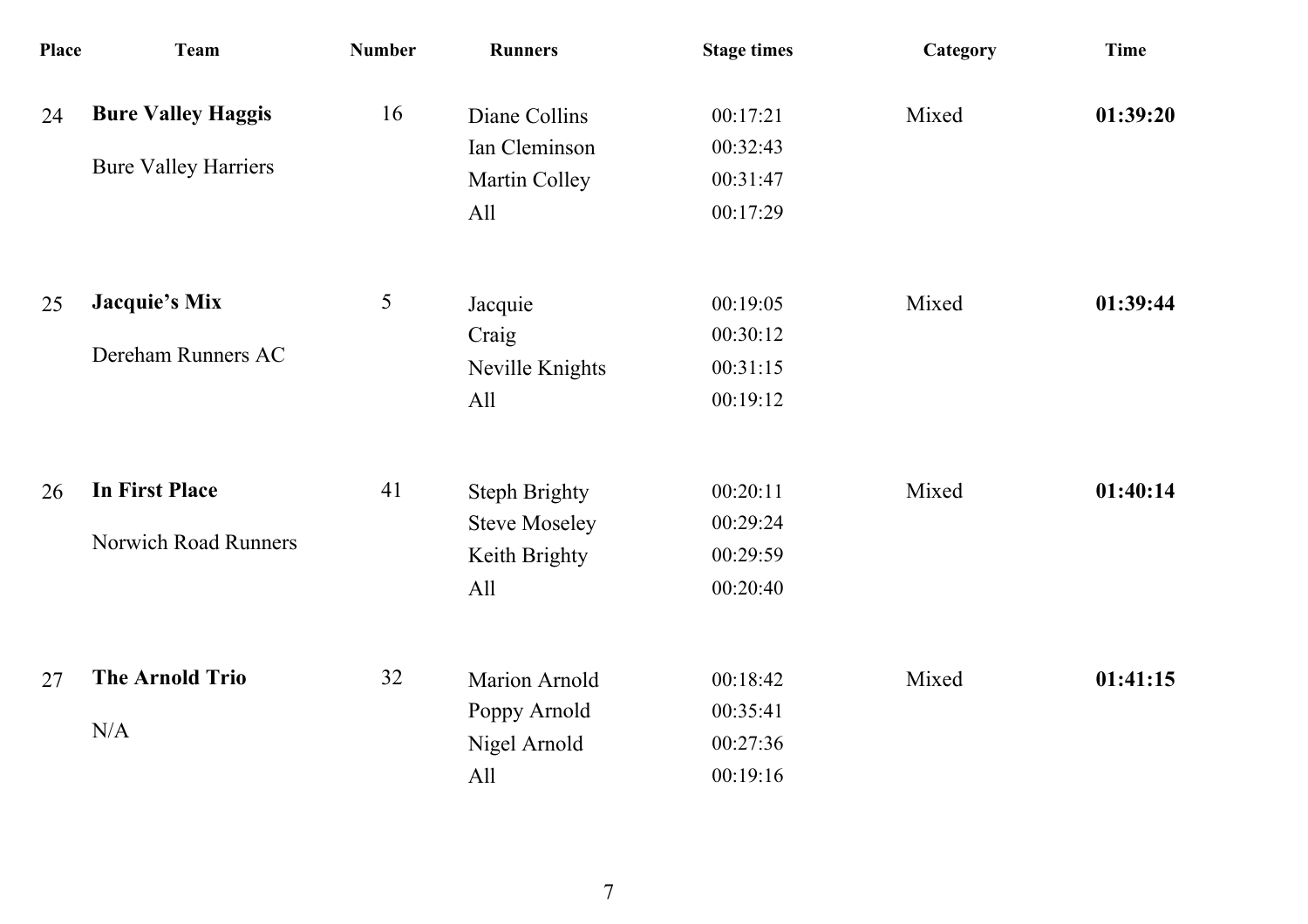| Place | Team | Number | Runners | Stage times | Category | Time |
|---|---|---|---|---|---|---|
| 24 | **Bure Valley Haggis** | 16 | Diane Collins | 00:17:21 | Mixed | **01:39:20** |
| | Bure Valley Harriers | | Ian Cleminson | 00:32:43 | | |
| | | | Martin Colley | 00:31:47 | | |
| | | | All | 00:17:29 | | |
| 25 | **Jacquie's Mix** | 5 | Jacquie | 00:19:05 | Mixed | **01:39:44** |
| | Dereham Runners AC | | Craig | 00:30:12 | | |
| | | | Neville Knights | 00:31:15 | | |
| | | | All | 00:19:12 | | |
| 26 | **In First Place** | 41 | Steph Brighty | 00:20:11 | Mixed | **01:40:14** |
| | Norwich Road Runners | | Steve Moseley | 00:29:24 | | |
| | | | Keith Brighty | 00:29:59 | | |
| | | | All | 00:20:40 | | |
| 27 | **The Arnold Trio** | 32 | Marion Arnold | 00:18:42 | Mixed | **01:41:15** |
| | N/A | | Poppy Arnold | 00:35:41 | | |
| | | | Nigel Arnold | 00:27:36 | | |
| | | | All | 00:19:16 | | |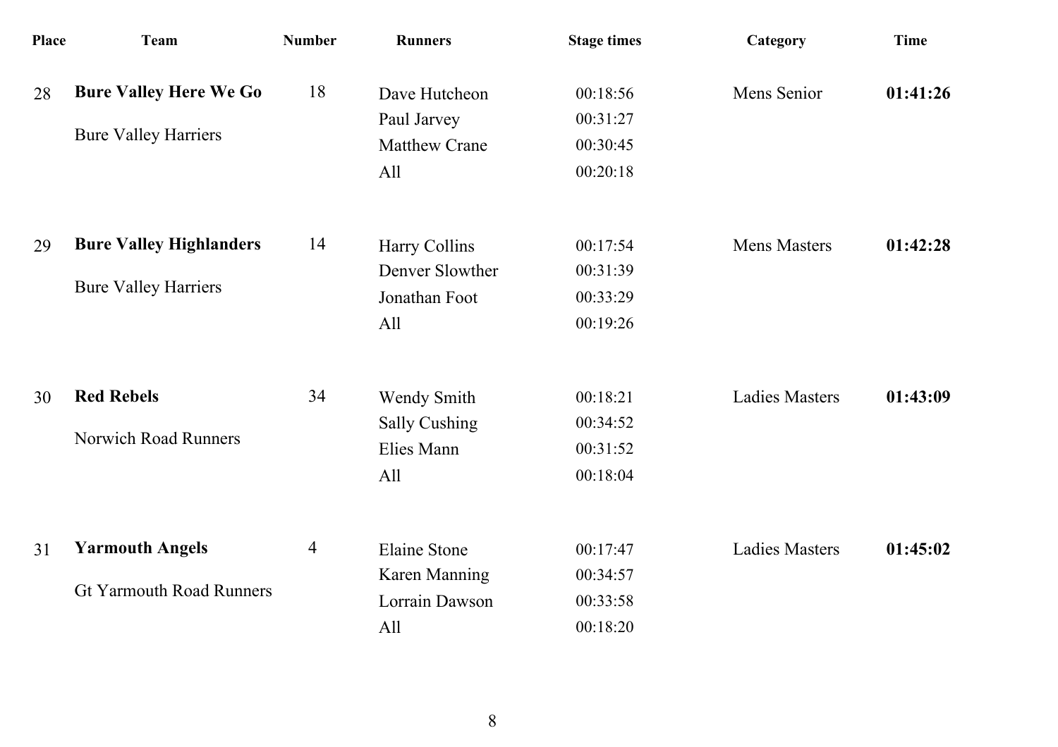| Place | Team | Number | Runners | Stage times | Category | Time |
|---|---|---|---|---|---|---|
| 28 | **Bure Valley Here We Go** | 18 | Dave Hutcheon | 00:18:56 | Mens Senior | **01:41:26** |
| | Bure Valley Harriers | | Paul Jarvey | 00:31:27 | | |
| | | | Matthew Crane | 00:30:45 | | |
| | | | All | 00:20:18 | | |
| 29 | **Bure Valley Highlanders** | 14 | Harry Collins | 00:17:54 | Mens Masters | **01:42:28** |
| | Bure Valley Harriers | | Denver Slowther | 00:31:39 | | |
| | | | Jonathan Foot | 00:33:29 | | |
| | | | All | 00:19:26 | | |
| 30 | **Red Rebels** | 34 | Wendy Smith | 00:18:21 | Ladies Masters | **01:43:09** |
| | Norwich Road Runners | | Sally Cushing | 00:34:52 | | |
| | | | Elies Mann | 00:31:52 | | |
| | | | All | 00:18:04 | | |
| 31 | **Yarmouth Angels** | 4 | Elaine Stone | 00:17:47 | Ladies Masters | **01:45:02** |
| | Gt Yarmouth Road Runners | | Karen Manning | 00:34:57 | | |
| | | | Lorrain Dawson | 00:33:58 | | |
| | | | All | 00:18:20 | | |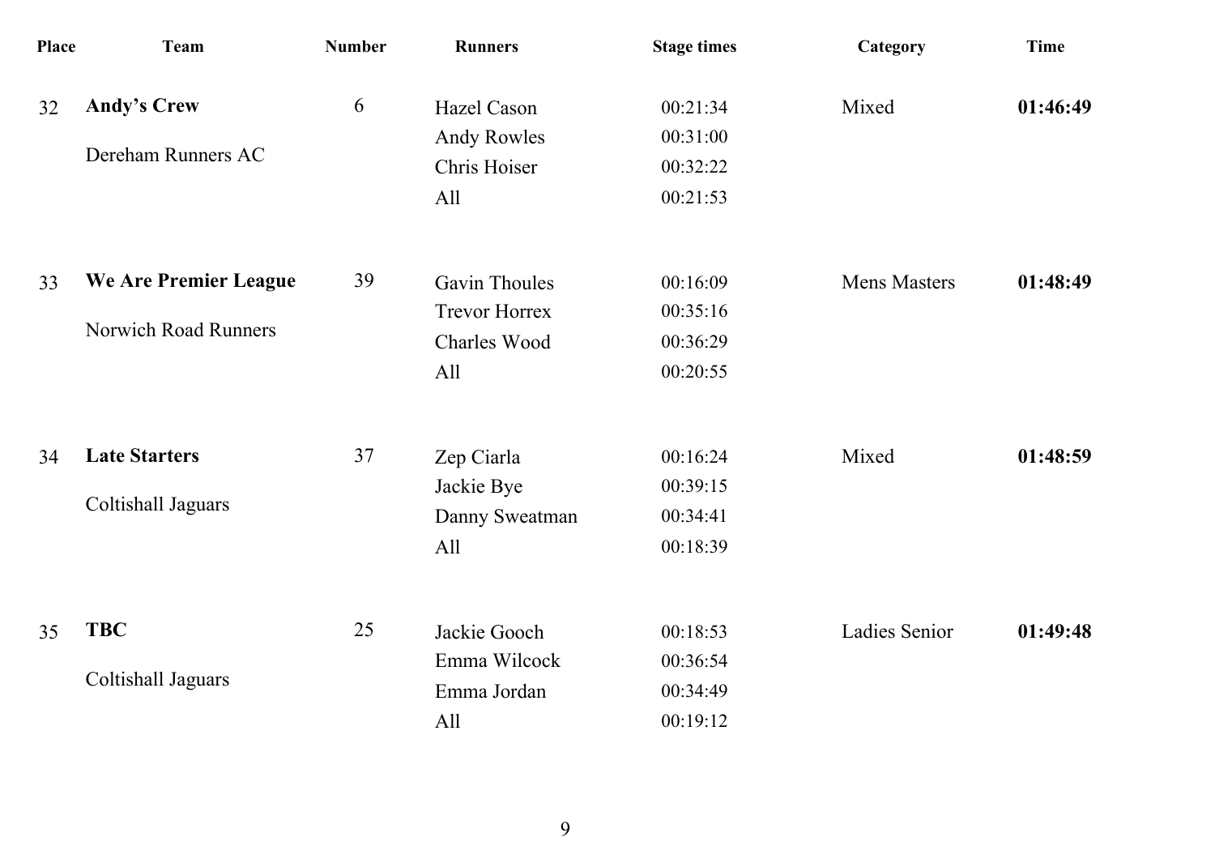| Place | Team | Number | Runners | Stage times | Category | Time |
|---|---|---|---|---|---|---|
| 32 | **Andy's Crew** | 6 | Hazel Cason | 00:21:34 | Mixed | **01:46:49** |
| | Dereham Runners AC | | Andy Rowles | 00:31:00 | | |
| | | | Chris Hoiser | 00:32:22 | | |
| | | | All | 00:21:53 | | |
| 33 | **We Are Premier League** | 39 | Gavin Thoules | 00:16:09 | Mens Masters | **01:48:49** |
| | Norwich Road Runners | | Trevor Horrex | 00:35:16 | | |
| | | | Charles Wood | 00:36:29 | | |
| | | | All | 00:20:55 | | |
| 34 | **Late Starters** | 37 | Zep Ciarla | 00:16:24 | Mixed | **01:48:59** |
| | Coltishall Jaguars | | Jackie Bye | 00:39:15 | | |
| | | | Danny Sweatman | 00:34:41 | | |
| | | | All | 00:18:39 | | |
| 35 | **TBC** | 25 | Jackie Gooch | 00:18:53 | Ladies Senior | **01:49:48** |
| | Coltishall Jaguars | | Emma Wilcock | 00:36:54 | | |
| | | | Emma Jordan | 00:34:49 | | |
| | | | All | 00:19:12 | | |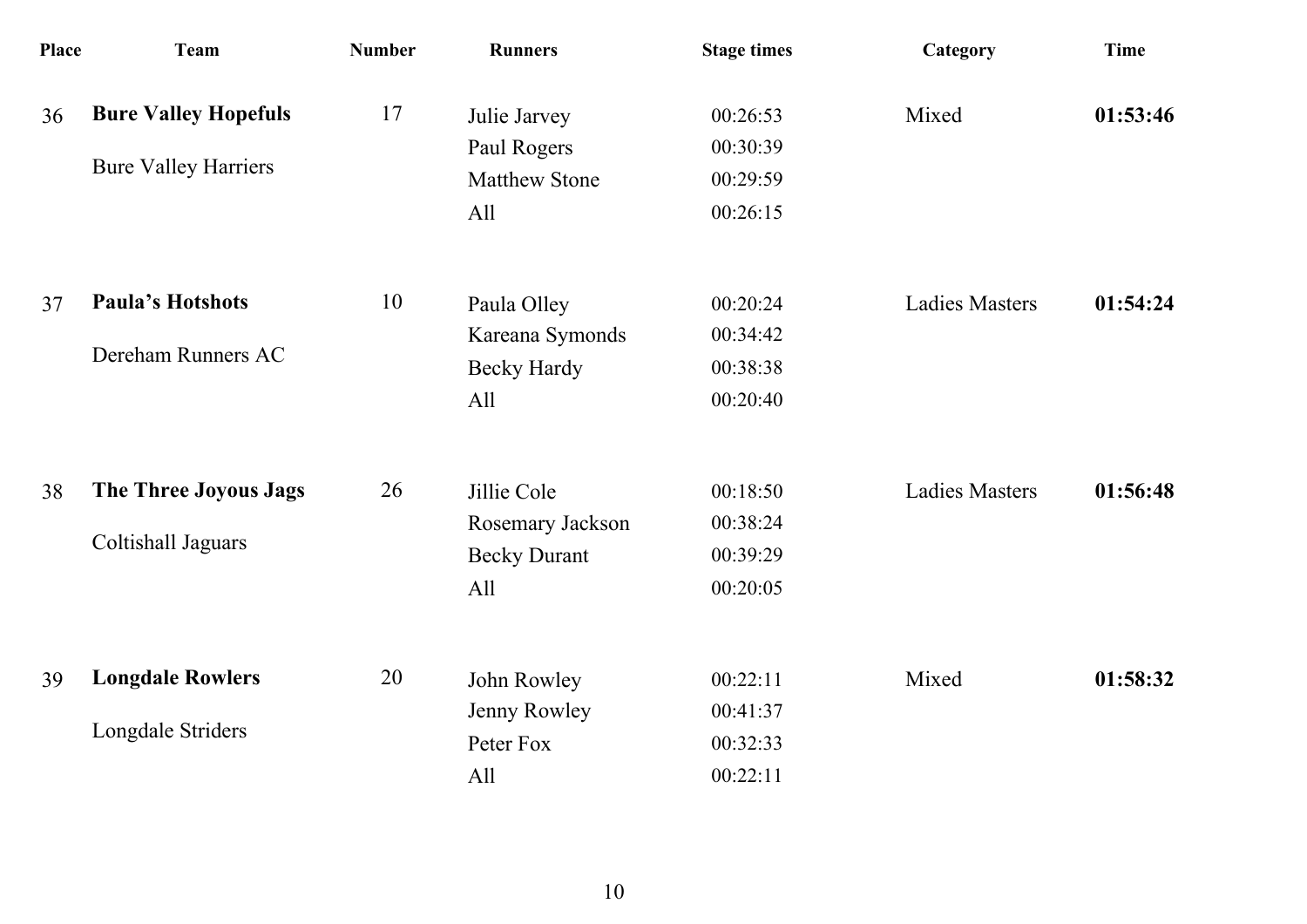| Place | Team | Number | Runners | Stage times | Category | Time |
|---|---|---|---|---|---|---|
| 36 | **Bure Valley Hopefuls** | 17 | Julie Jarvey | 00:26:53 | Mixed | **01:53:46** |
| | Bure Valley Harriers | | Paul Rogers | 00:30:39 | | |
| | | | Matthew Stone | 00:29:59 | | |
| | | | All | 00:26:15 | | |
| 37 | **Paula's Hotshots** | 10 | Paula Olley | 00:20:24 | Ladies Masters | **01:54:24** |
| | Dereham Runners AC | | Kareana Symonds | 00:34:42 | | |
| | | | Becky Hardy | 00:38:38 | | |
| | | | All | 00:20:40 | | |
| 38 | **The Three Joyous Jags** | 26 | Jillie Cole | 00:18:50 | Ladies Masters | **01:56:48** |
| | Coltishall Jaguars | | Rosemary Jackson | 00:38:24 | | |
| | | | Becky Durant | 00:39:29 | | |
| | | | All | 00:20:05 | | |
| 39 | **Longdale Rowlers** | 20 | John Rowley | 00:22:11 | Mixed | **01:58:32** |
| | Longdale Striders | | Jenny Rowley | 00:41:37 | | |
| | | | Peter Fox | 00:32:33 | | |
| | | | All | 00:22:11 | | |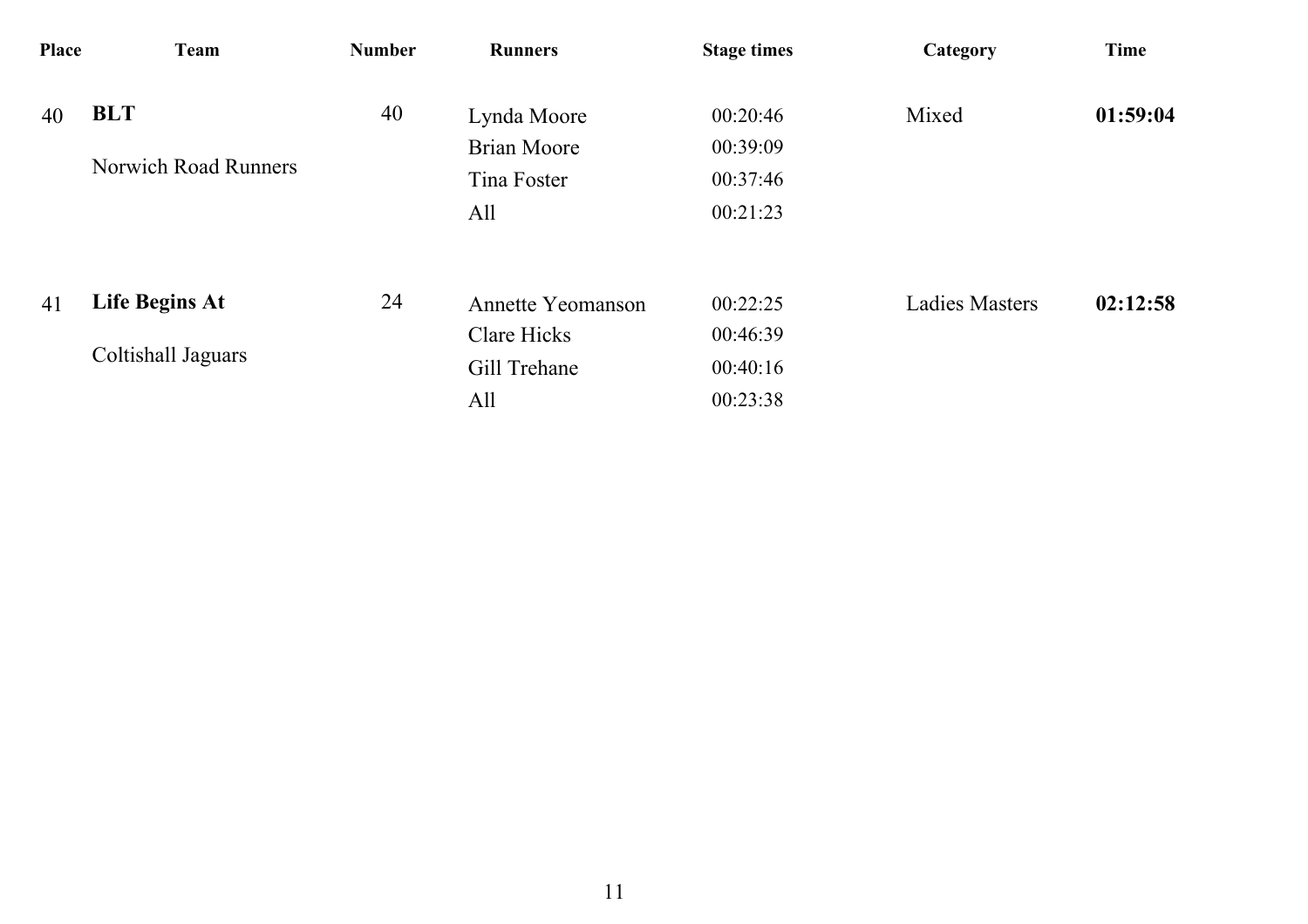| Place | Team | Number | Runners | Stage times | Category | Time |
|---|---|---|---|---|---|---|
| 40 | **BLT** | 40 | Lynda Moore | 00:20:46 | Mixed | **01:59:04** |
| | Norwich Road Runners | | Brian Moore | 00:39:09 | | |
| | | | Tina Foster | 00:37:46 | | |
| | | | All | 00:21:23 | | |
| 41 | **Life Begins At** | 24 | Annette Yeomanson | 00:22:25 | Ladies Masters | **02:12:58** |
| | Coltishall Jaguars | | Clare Hicks | 00:46:39 | | |
| | | | Gill Trehane | 00:40:16 | | |
| | | | All | 00:23:38 | | |